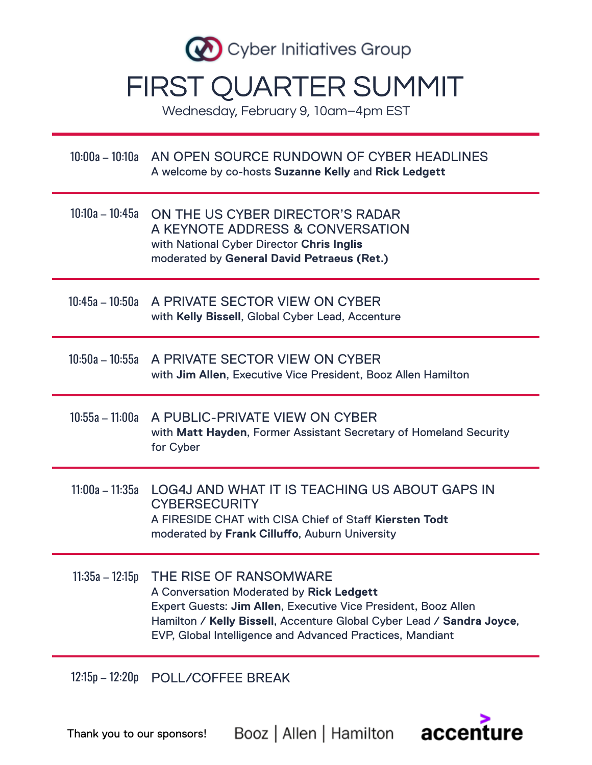Cyber Initiatives Group

# FIRST QUARTER SUMMIT

Wednesday, February 9, 10am–4pm EST

---

**10:00a – 10:10a** AN OPEN SOURCE RUNDOWN OF CYBER HEADLINES
A welcome by co-hosts **Suzanne Kelly** and **Rick Ledgett**

---

**10:10a – 10:45a** ON THE US CYBER DIRECTOR'S RADAR
A KEYNOTE ADDRESS & CONVERSATION
with National Cyber Director **Chris Inglis**
moderated by **General David Petraeus (Ret.)**

---

**10:45a – 10:50a** A PRIVATE SECTOR VIEW ON CYBER
with **Kelly Bissell**, Global Cyber Lead, Accenture

---

**10:50a – 10:55a** A PRIVATE SECTOR VIEW ON CYBER
with **Jim Allen**, Executive Vice President, Booz Allen Hamilton

---

**10:55a – 11:00a** A PUBLIC-PRIVATE VIEW ON CYBER
with **Matt Hayden**, Former Assistant Secretary of Homeland Security for Cyber

---

**11:00a – 11:35a** LOG4J AND WHAT IT IS TEACHING US ABOUT GAPS IN CYBERSECURITY
A FIRESIDE CHAT with CISA Chief of Staff **Kiersten Todt**
moderated by **Frank Cilluffo**, Auburn University

---

**11:35a – 12:15p** THE RISE OF RANSOMWARE
A Conversation Moderated by **Rick Ledgett**
Expert Guests: **Jim Allen**, Executive Vice President, Booz Allen Hamilton / **Kelly Bissell**, Accenture Global Cyber Lead / **Sandra Joyce**, EVP, Global Intelligence and Advanced Practices, Mandiant

---

**12:15p – 12:20p** POLL/COFFEE BREAK

Thank you to our sponsors! Booz | Allen | Hamilton accenture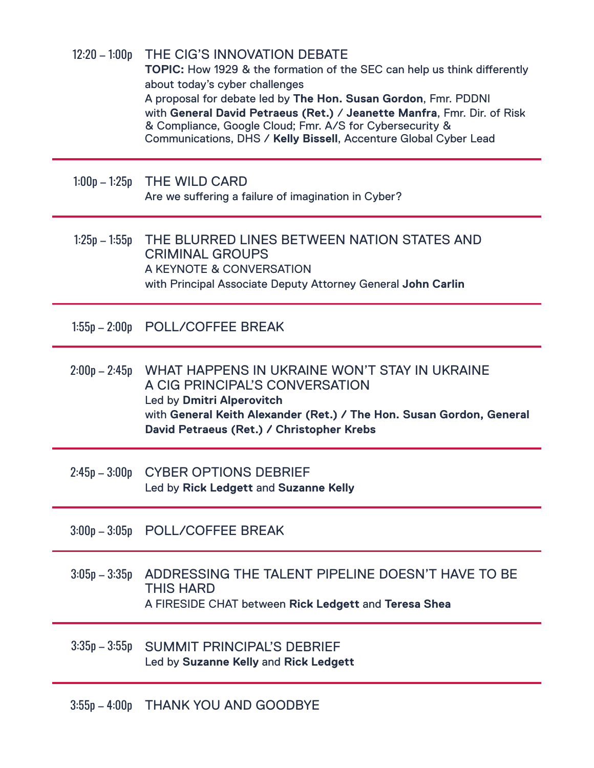**12:20 – 1:00p** THE CIG'S INNOVATION DEBATE
**TOPIC:** How 1929 & the formation of the SEC can help us think differently about today's cyber challenges
A proposal for debate led by **The Hon. Susan Gordon**, Fmr. PDDNI
with **General David Petraeus (Ret.)** / **Jeanette Manfra**, Fmr. Dir. of Risk & Compliance, Google Cloud; Fmr. A/S for Cybersecurity & Communications, DHS / **Kelly Bissell**, Accenture Global Cyber Lead

---

**1:00p – 1:25p** THE WILD CARD
Are we suffering a failure of imagination in Cyber?

---

**1:25p – 1:55p** THE BLURRED LINES BETWEEN NATION STATES AND CRIMINAL GROUPS
A KEYNOTE & CONVERSATION
with Principal Associate Deputy Attorney General **John Carlin**

---

**1:55p – 2:00p** POLL/COFFEE BREAK

---

**2:00p – 2:45p** WHAT HAPPENS IN UKRAINE WON'T STAY IN UKRAINE
A CIG PRINCIPAL'S CONVERSATION
Led by **Dmitri Alperovitch**
with **General Keith Alexander (Ret.) / The Hon. Susan Gordon, General David Petraeus (Ret.) / Christopher Krebs**

---

**2:45p – 3:00p** CYBER OPTIONS DEBRIEF
Led by **Rick Ledgett** and **Suzanne Kelly**

---

**3:00p – 3:05p** POLL/COFFEE BREAK

---

**3:05p – 3:35p** ADDRESSING THE TALENT PIPELINE DOESN'T HAVE TO BE THIS HARD
A FIRESIDE CHAT between **Rick Ledgett** and **Teresa Shea**

---

**3:35p – 3:55p** SUMMIT PRINCIPAL'S DEBRIEF
Led by **Suzanne Kelly** and **Rick Ledgett**

---

**3:55p – 4:00p** THANK YOU AND GOODBYE